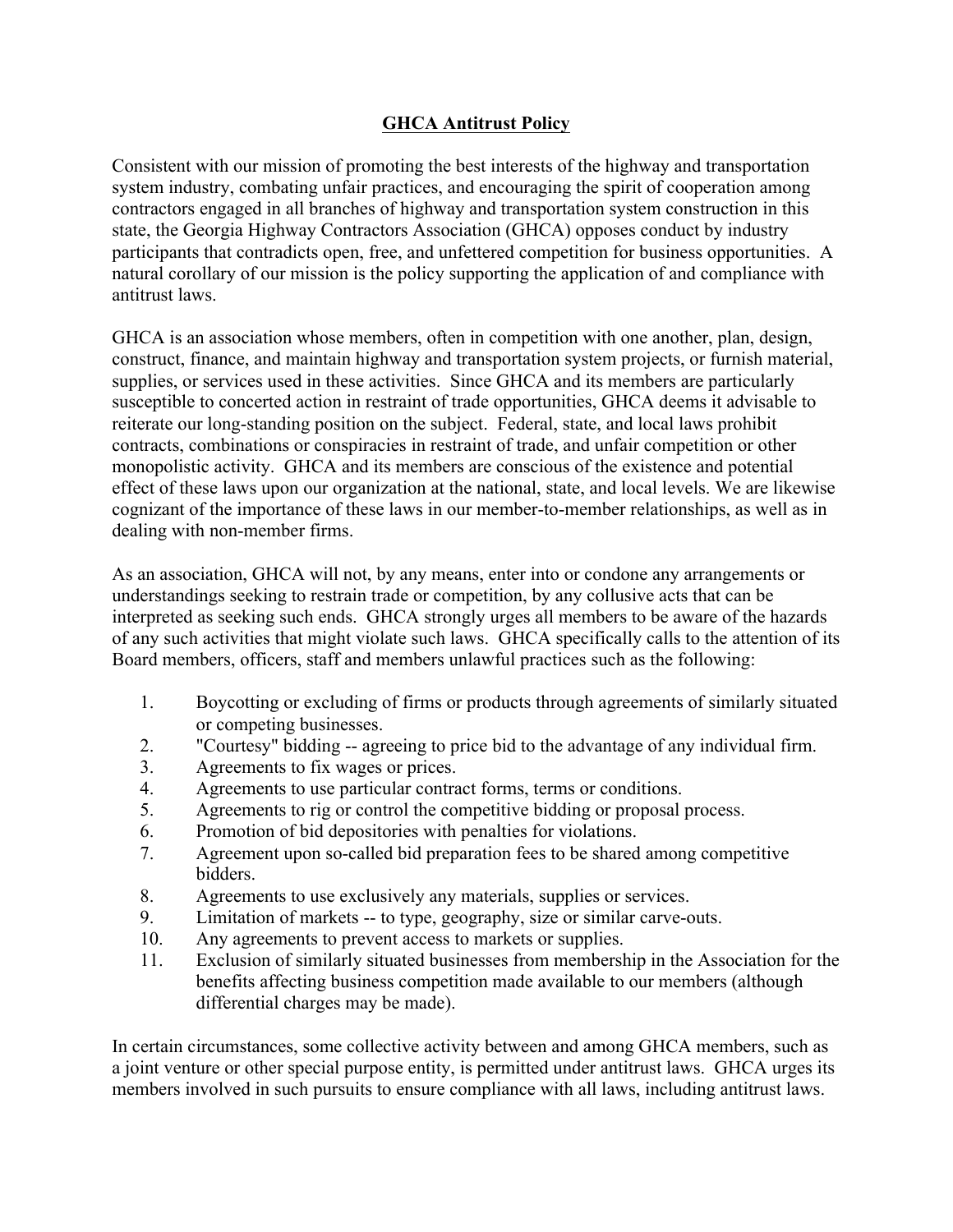# GHCA Antitrust Policy

Consistent with our mission of promoting the best interests of the highway and transportation system industry, combating unfair practices, and encouraging the spirit of cooperation among contractors engaged in all branches of highway and transportation system construction in this state, the Georgia Highway Contractors Association (GHCA) opposes conduct by industry participants that contradicts open, free, and unfettered competition for business opportunities. A natural corollary of our mission is the policy supporting the application of and compliance with antitrust laws.

GHCA is an association whose members, often in competition with one another, plan, design, construct, finance, and maintain highway and transportation system projects, or furnish material, supplies, or services used in these activities. Since GHCA and its members are particularly susceptible to concerted action in restraint of trade opportunities, GHCA deems it advisable to reiterate our long-standing position on the subject. Federal, state, and local laws prohibit contracts, combinations or conspiracies in restraint of trade, and unfair competition or other monopolistic activity. GHCA and its members are conscious of the existence and potential effect of these laws upon our organization at the national, state, and local levels. We are likewise cognizant of the importance of these laws in our member-to-member relationships, as well as in dealing with non-member firms.

As an association, GHCA will not, by any means, enter into or condone any arrangements or understandings seeking to restrain trade or competition, by any collusive acts that can be interpreted as seeking such ends. GHCA strongly urges all members to be aware of the hazards of any such activities that might violate such laws. GHCA specifically calls to the attention of its Board members, officers, staff and members unlawful practices such as the following:

1. Boycotting or excluding of firms or products through agreements of similarly situated or competing businesses.
2. "Courtesy" bidding -- agreeing to price bid to the advantage of any individual firm.
3. Agreements to fix wages or prices.
4. Agreements to use particular contract forms, terms or conditions.
5. Agreements to rig or control the competitive bidding or proposal process.
6. Promotion of bid depositories with penalties for violations.
7. Agreement upon so-called bid preparation fees to be shared among competitive bidders.
8. Agreements to use exclusively any materials, supplies or services.
9. Limitation of markets -- to type, geography, size or similar carve-outs.
10. Any agreements to prevent access to markets or supplies.
11. Exclusion of similarly situated businesses from membership in the Association for the benefits affecting business competition made available to our members (although differential charges may be made).

In certain circumstances, some collective activity between and among GHCA members, such as a joint venture or other special purpose entity, is permitted under antitrust laws. GHCA urges its members involved in such pursuits to ensure compliance with all laws, including antitrust laws.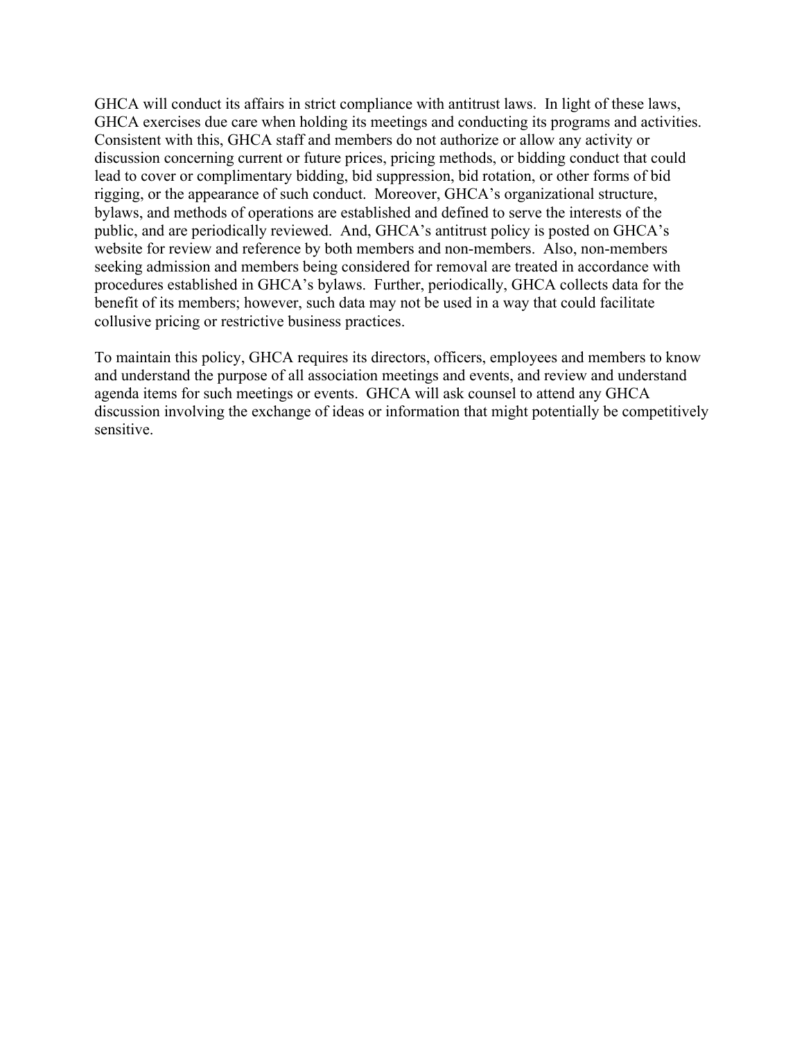GHCA will conduct its affairs in strict compliance with antitrust laws. In light of these laws, GHCA exercises due care when holding its meetings and conducting its programs and activities. Consistent with this, GHCA staff and members do not authorize or allow any activity or discussion concerning current or future prices, pricing methods, or bidding conduct that could lead to cover or complimentary bidding, bid suppression, bid rotation, or other forms of bid rigging, or the appearance of such conduct. Moreover, GHCA's organizational structure, bylaws, and methods of operations are established and defined to serve the interests of the public, and are periodically reviewed. And, GHCA's antitrust policy is posted on GHCA's website for review and reference by both members and non-members. Also, non-members seeking admission and members being considered for removal are treated in accordance with procedures established in GHCA's bylaws. Further, periodically, GHCA collects data for the benefit of its members; however, such data may not be used in a way that could facilitate collusive pricing or restrictive business practices.

To maintain this policy, GHCA requires its directors, officers, employees and members to know and understand the purpose of all association meetings and events, and review and understand agenda items for such meetings or events. GHCA will ask counsel to attend any GHCA discussion involving the exchange of ideas or information that might potentially be competitively sensitive.